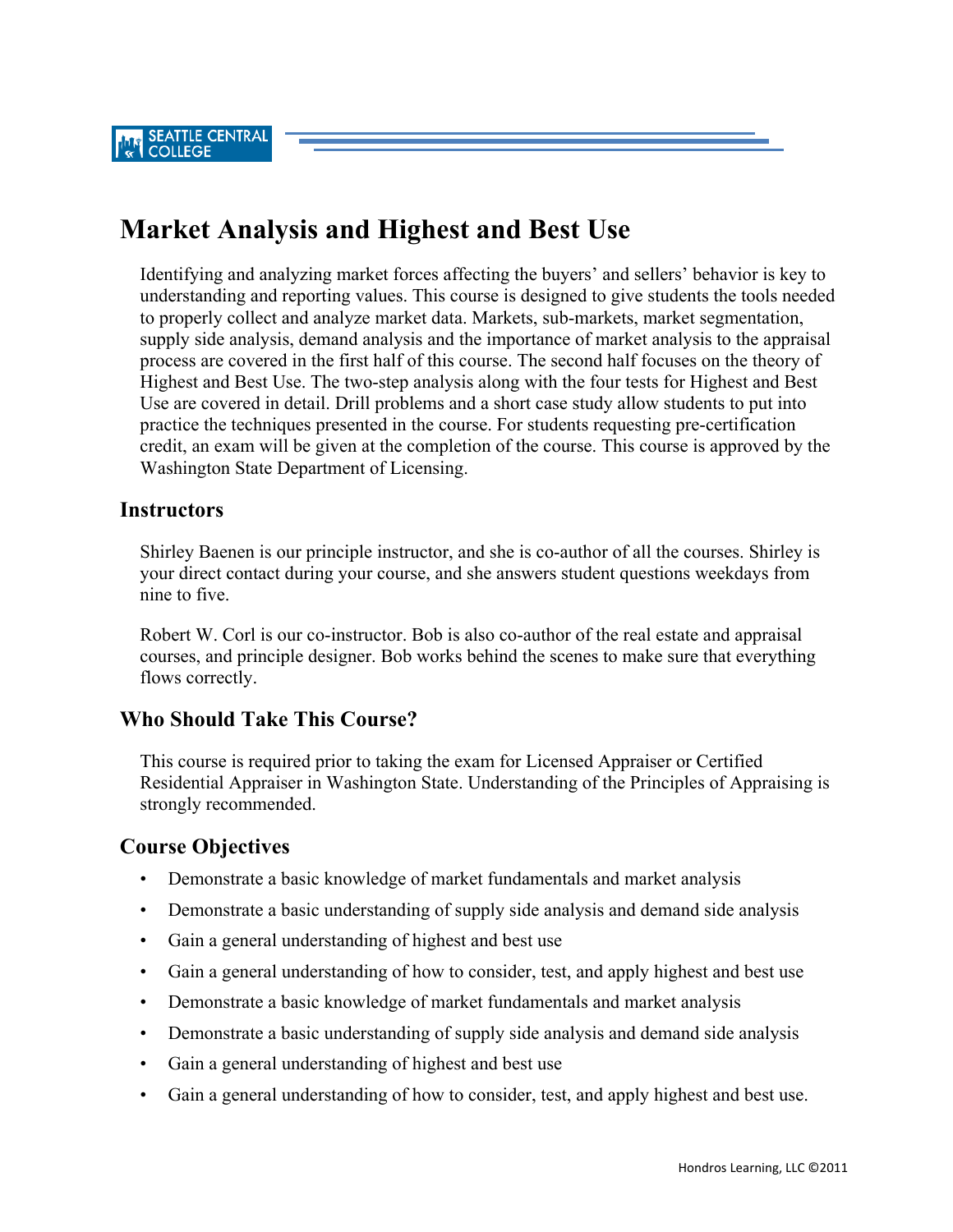# Market Analysis and Highest and Best Use

Identifying and analyzing market forces affecting the buyers' and sellers' behavior is key to understanding and reporting values. This course is designed to give students the tools needed to properly collect and analyze market data. Markets, sub-markets, market segmentation, supply side analysis, demand analysis and the importance of market analysis to the appraisal process are covered in the first half of this course. The second half focuses on the theory of Highest and Best Use. The two-step analysis along with the four tests for Highest and Best Use are covered in detail. Drill problems and a short case study allow students to put into practice the techniques presented in the course. For students requesting pre-certification credit, an exam will be given at the completion of the course. This course is approved by the Washington State Department of Licensing.

## Instructors

Shirley Baenen is our principle instructor, and she is co-author of all the courses. Shirley is your direct contact during your course, and she answers student questions weekdays from nine to five.

Robert W. Corl is our co-instructor. Bob is also co-author of the real estate and appraisal courses, and principle designer. Bob works behind the scenes to make sure that everything flows correctly.

## Who Should Take This Course?

This course is required prior to taking the exam for Licensed Appraiser or Certified Residential Appraiser in Washington State. Understanding of the Principles of Appraising is strongly recommended.

## Course Objectives

- Demonstrate a basic knowledge of market fundamentals and market analysis
- Demonstrate a basic understanding of supply side analysis and demand side analysis
- Gain a general understanding of highest and best use
- Gain a general understanding of how to consider, test, and apply highest and best use
- Demonstrate a basic knowledge of market fundamentals and market analysis
- Demonstrate a basic understanding of supply side analysis and demand side analysis
- Gain a general understanding of highest and best use
- Gain a general understanding of how to consider, test, and apply highest and best use.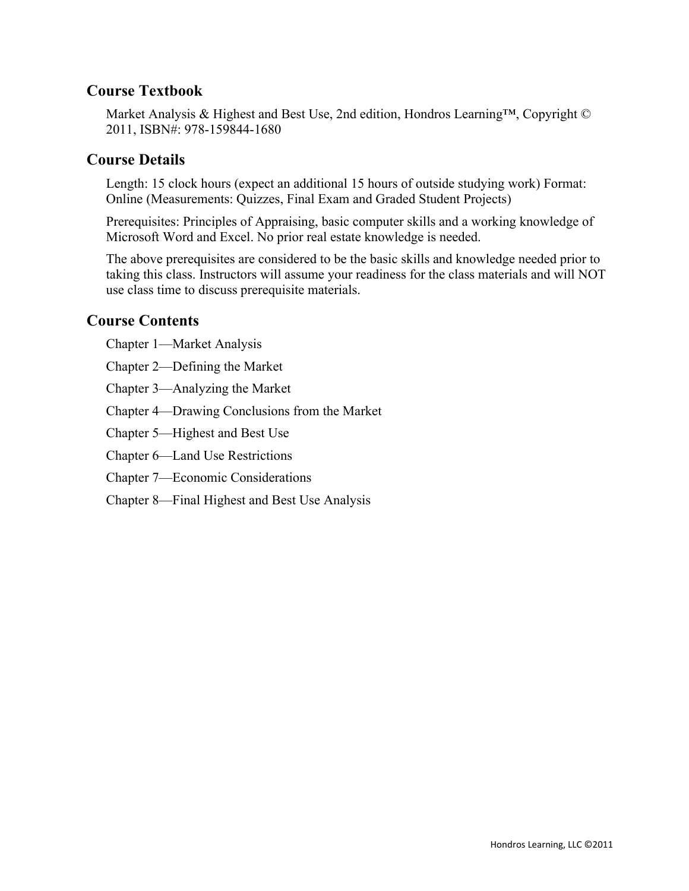## Course Textbook

Market Analysis & Highest and Best Use, 2nd edition, Hondros Learning™, Copyright © 2011, ISBN#: 978-159844-1680

## Course Details

Length: 15 clock hours (expect an additional 15 hours of outside studying work) Format: Online (Measurements: Quizzes, Final Exam and Graded Student Projects)

Prerequisites: Principles of Appraising, basic computer skills and a working knowledge of Microsoft Word and Excel. No prior real estate knowledge is needed.

The above prerequisites are considered to be the basic skills and knowledge needed prior to taking this class. Instructors will assume your readiness for the class materials and will NOT use class time to discuss prerequisite materials.

## Course Contents

Chapter 1—Market Analysis

Chapter 2—Defining the Market

Chapter 3—Analyzing the Market

Chapter 4—Drawing Conclusions from the Market

Chapter 5—Highest and Best Use

Chapter 6—Land Use Restrictions

Chapter 7—Economic Considerations

Chapter 8—Final Highest and Best Use Analysis